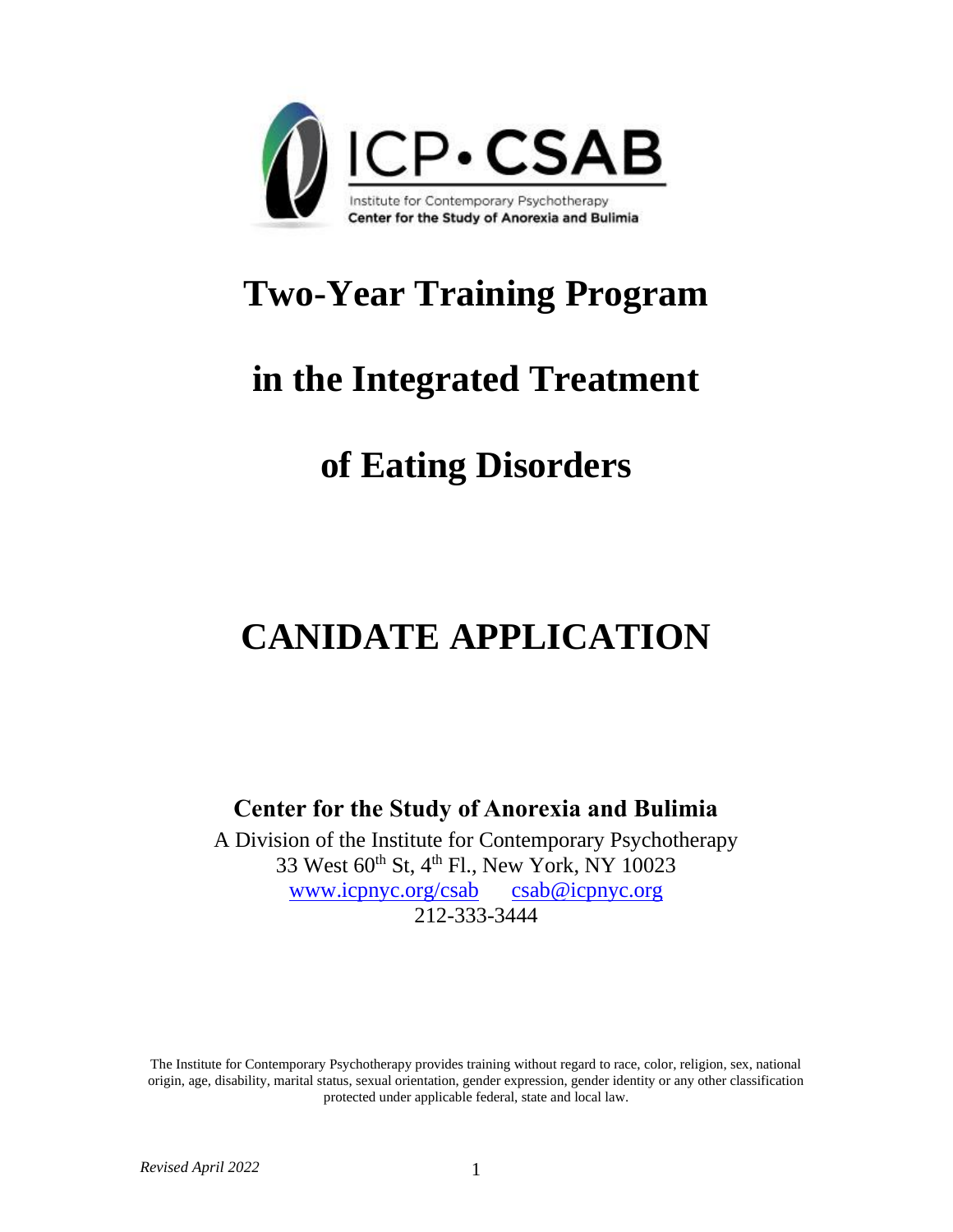ICP • CSAB

Institute for Contemporary Psychotherapy
Center for the Study of Anorexia and Bulimia

# Two-Year Training Program

# in the Integrated Treatment

# of Eating Disorders

# CANIDATE APPLICATION

**Center for the Study of Anorexia and Bulimia**

A Division of the Institute for Contemporary Psychotherapy
33 West 60th St, 4th Fl., New York, NY 10023
www.icpnyc.org/csab csab@icpnyc.org
212-333-3444

The Institute for Contemporary Psychotherapy provides training without regard to race, color, religion, sex, national origin, age, disability, marital status, sexual orientation, gender expression, gender identity or any other classification protected under applicable federal, state and local law.

*Revised April 2022*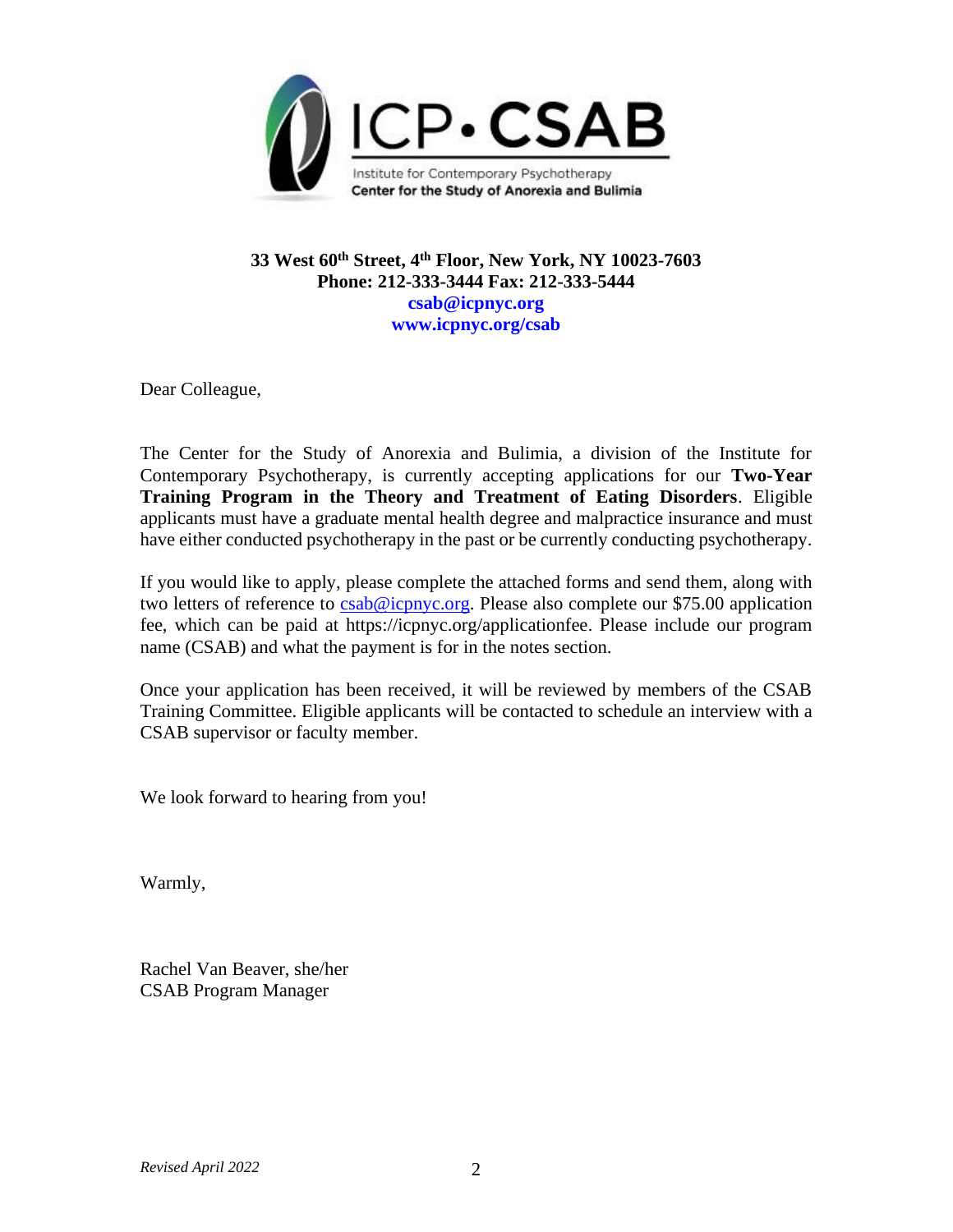ICP•CSAB

Institute for Contemporary Psychotherapy

**Center for the Study of Anorexia and Bulimia**

**33 West 60th Street, 4th Floor, New York, NY 10023-7603**
**Phone: 212-333-3444 Fax: 212-333-5444**
**csab@icpnyc.org**
**www.icpnyc.org/csab**

Dear Colleague,

The Center for the Study of Anorexia and Bulimia, a division of the Institute for Contemporary Psychotherapy, is currently accepting applications for our **Two-Year Training Program in the Theory and Treatment of Eating Disorders**. Eligible applicants must have a graduate mental health degree and malpractice insurance and must have either conducted psychotherapy in the past or be currently conducting psychotherapy.

If you would like to apply, please complete the attached forms and send them, along with two letters of reference to csab@icpnyc.org. Please also complete our $75.00 application fee, which can be paid at https://icpnyc.org/applicationfee. Please include our program name (CSAB) and what the payment is for in the notes section.

Once your application has been received, it will be reviewed by members of the CSAB Training Committee. Eligible applicants will be contacted to schedule an interview with a CSAB supervisor or faculty member.

We look forward to hearing from you!

Warmly,

Rachel Van Beaver, she/her
CSAB Program Manager

*Revised April 2022*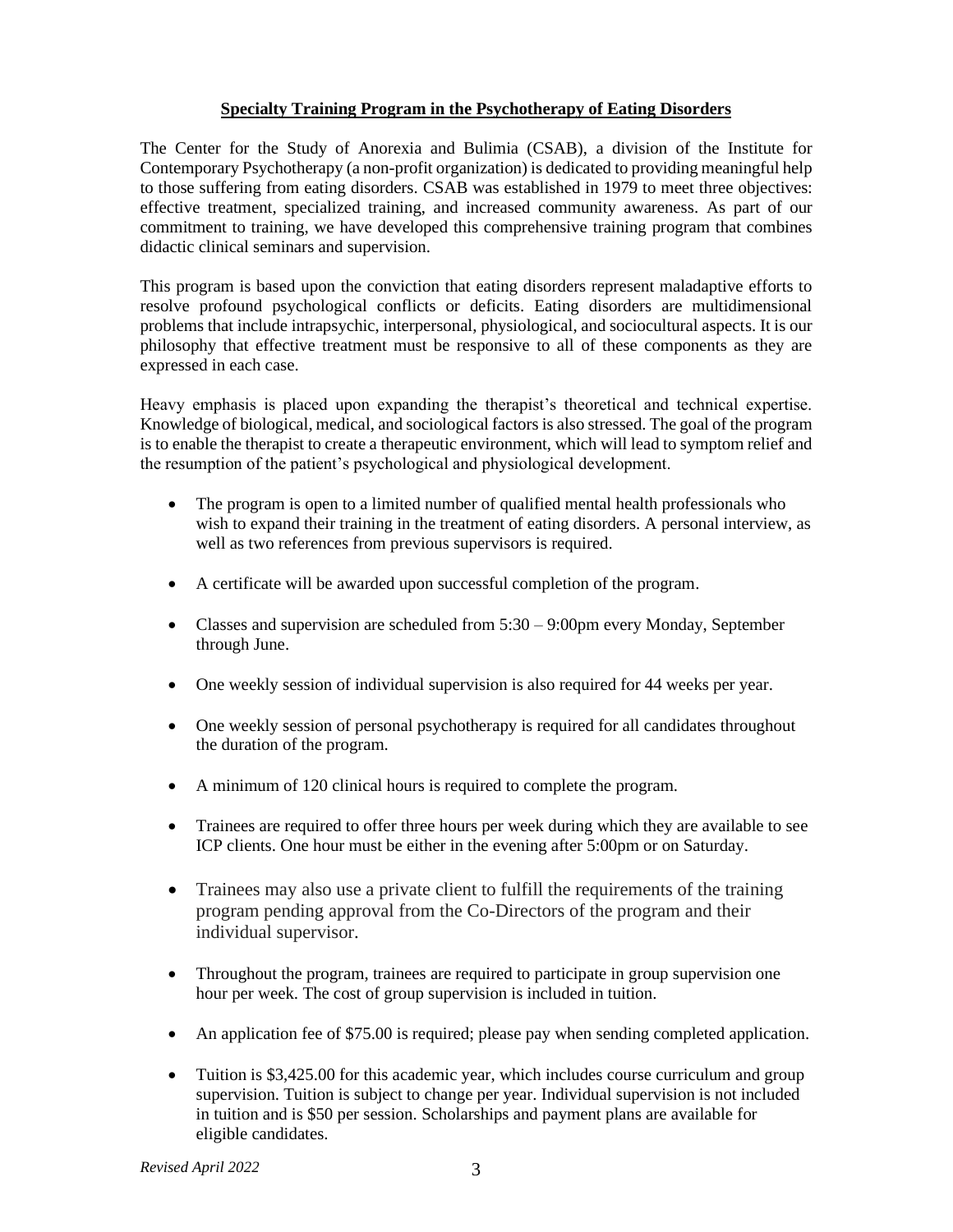## Specialty Training Program in the Psychotherapy of Eating Disorders

The Center for the Study of Anorexia and Bulimia (CSAB), a division of the Institute for Contemporary Psychotherapy (a non-profit organization) is dedicated to providing meaningful help to those suffering from eating disorders. CSAB was established in 1979 to meet three objectives: effective treatment, specialized training, and increased community awareness. As part of our commitment to training, we have developed this comprehensive training program that combines didactic clinical seminars and supervision.

This program is based upon the conviction that eating disorders represent maladaptive efforts to resolve profound psychological conflicts or deficits. Eating disorders are multidimensional problems that include intrapsychic, interpersonal, physiological, and sociocultural aspects. It is our philosophy that effective treatment must be responsive to all of these components as they are expressed in each case.

Heavy emphasis is placed upon expanding the therapist's theoretical and technical expertise. Knowledge of biological, medical, and sociological factors is also stressed. The goal of the program is to enable the therapist to create a therapeutic environment, which will lead to symptom relief and the resumption of the patient's psychological and physiological development.

- The program is open to a limited number of qualified mental health professionals who wish to expand their training in the treatment of eating disorders. A personal interview, as well as two references from previous supervisors is required.
- A certificate will be awarded upon successful completion of the program.
- Classes and supervision are scheduled from 5:30 – 9:00pm every Monday, September through June.
- One weekly session of individual supervision is also required for 44 weeks per year.
- One weekly session of personal psychotherapy is required for all candidates throughout the duration of the program.
- A minimum of 120 clinical hours is required to complete the program.
- Trainees are required to offer three hours per week during which they are available to see ICP clients. One hour must be either in the evening after 5:00pm or on Saturday.
- Trainees may also use a private client to fulfill the requirements of the training program pending approval from the Co-Directors of the program and their individual supervisor.
- Throughout the program, trainees are required to participate in group supervision one hour per week. The cost of group supervision is included in tuition.
- An application fee of $75.00 is required; please pay when sending completed application.
- Tuition is $3,425.00 for this academic year, which includes course curriculum and group supervision. Tuition is subject to change per year. Individual supervision is not included in tuition and is $50 per session. Scholarships and payment plans are available for eligible candidates.

*Revised April 2022*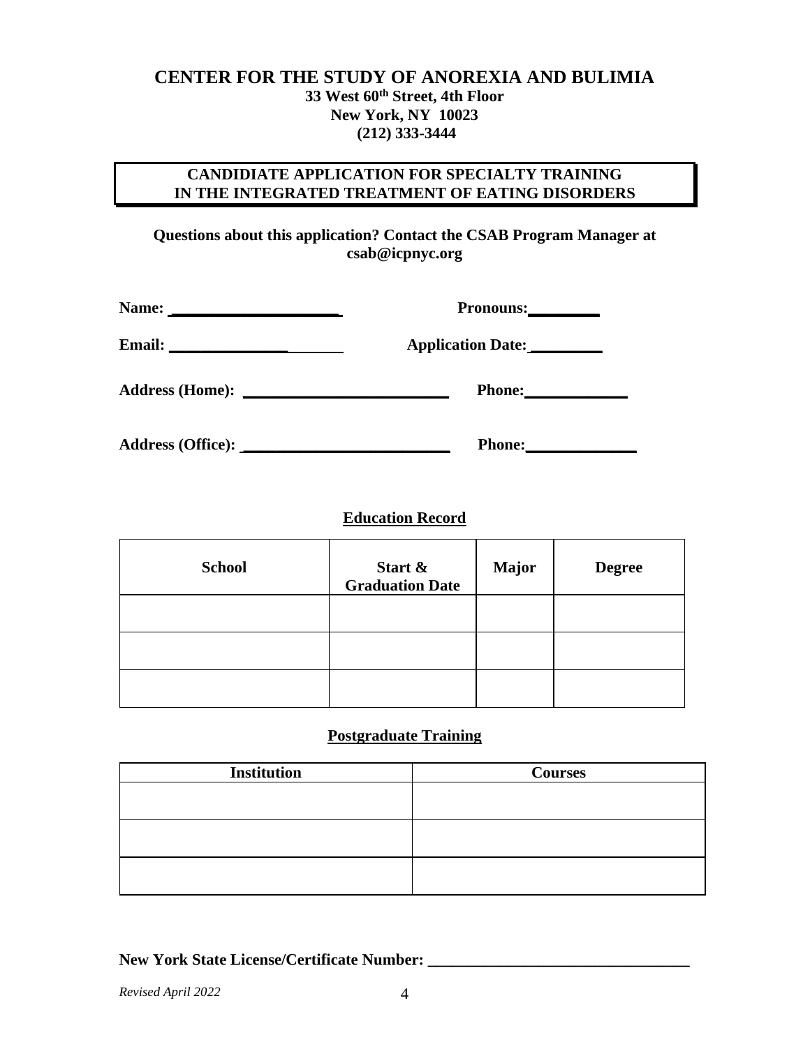# CENTER FOR THE STUDY OF ANOREXIA AND BULIMIA

**33 West 60th Street, 4th Floor**
**New York, NY 10023**
**(212) 333-3444**

## CANDIDIATE APPLICATION FOR SPECIALTY TRAINING IN THE INTEGRATED TREATMENT OF EATING DISORDERS

**Questions about this application? Contact the CSAB Program Manager at csab@icpnyc.org**

**Name:** ______________________ **Pronouns:** _________

**Email:** _______________________ **Application Date:** _________

**Address (Home):** __________________________ **Phone:** _____________

**Address (Office):** __________________________ **Phone:** ______________

### Education Record

| School | Start & Graduation Date | Major | Degree |
|---|---|---|---|
| | | | |
| | | | |
| | | | |

### Postgraduate Training

| Institution | Courses |
|---|---|
| | |
| | |
| | |

**New York State License/Certificate Number:** _________________________________

*Revised April 2022*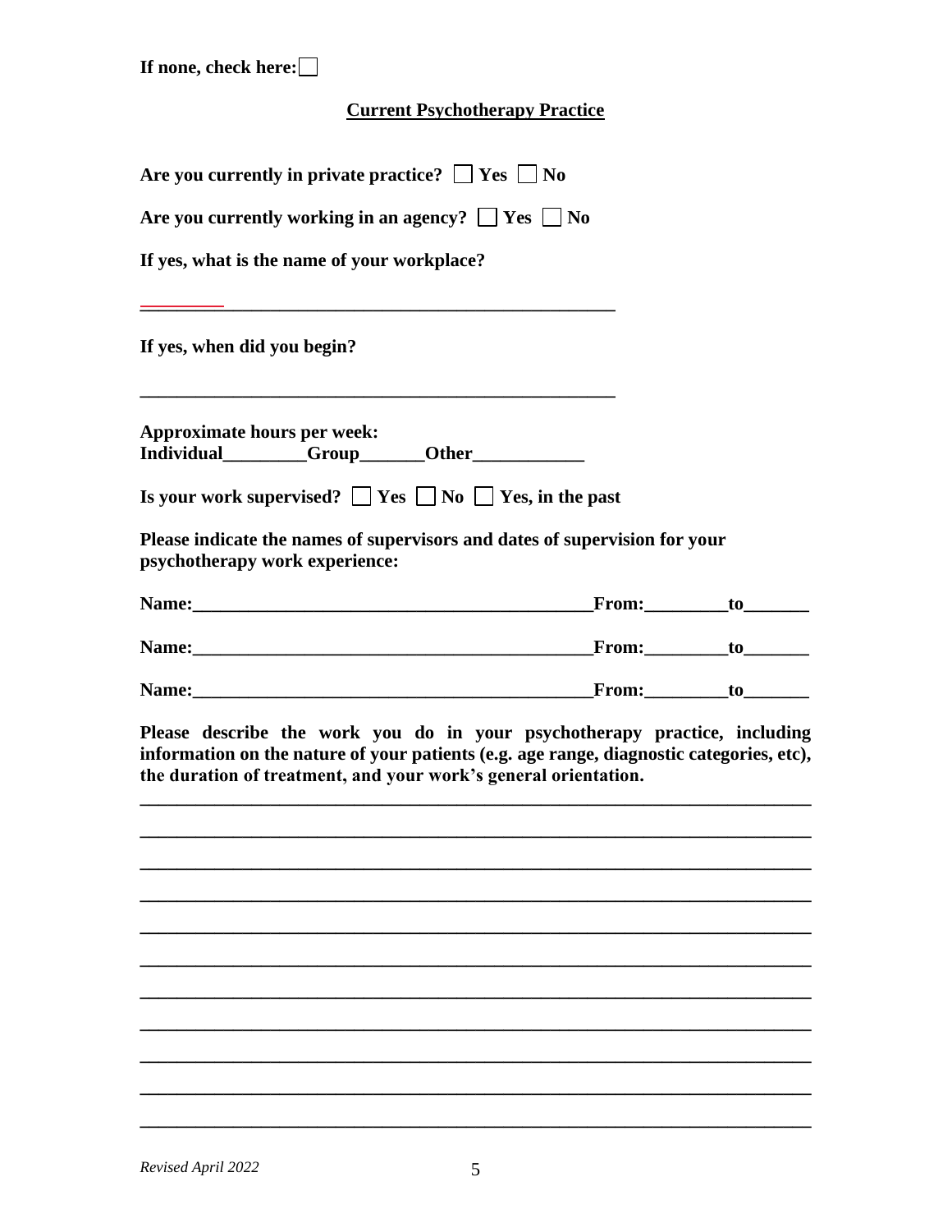**If none, check here:** ☐

## Current Psychotherapy Practice

**Are you currently in private practice?** ☐ **Yes** ☐ **No**

**Are you currently working in an agency?** ☐ **Yes** ☐ **No**

**If yes, what is the name of your workplace?**

______________________________________________________

**If yes, when did you begin?**

______________________________________________________

**Approximate hours per week:**
**Individual_________Group_______Other____________**

**Is your work supervised?** ☐ **Yes** ☐ **No** ☐ **Yes, in the past**

**Please indicate the names of supervisors and dates of supervision for your psychotherapy work experience:**

**Name:___________________________________________From:_________to_______**

**Name:___________________________________________From:_________to_______**

**Name:___________________________________________From:_________to_______**

**Please describe the work you do in your psychotherapy practice, including information on the nature of your patients (e.g. age range, diagnostic categories, etc), the duration of treatment, and your work's general orientation.**

___________________________________________________________________________

___________________________________________________________________________

___________________________________________________________________________

___________________________________________________________________________

___________________________________________________________________________

___________________________________________________________________________

___________________________________________________________________________

___________________________________________________________________________

___________________________________________________________________________

___________________________________________________________________________

___________________________________________________________________________

*Revised April 2022*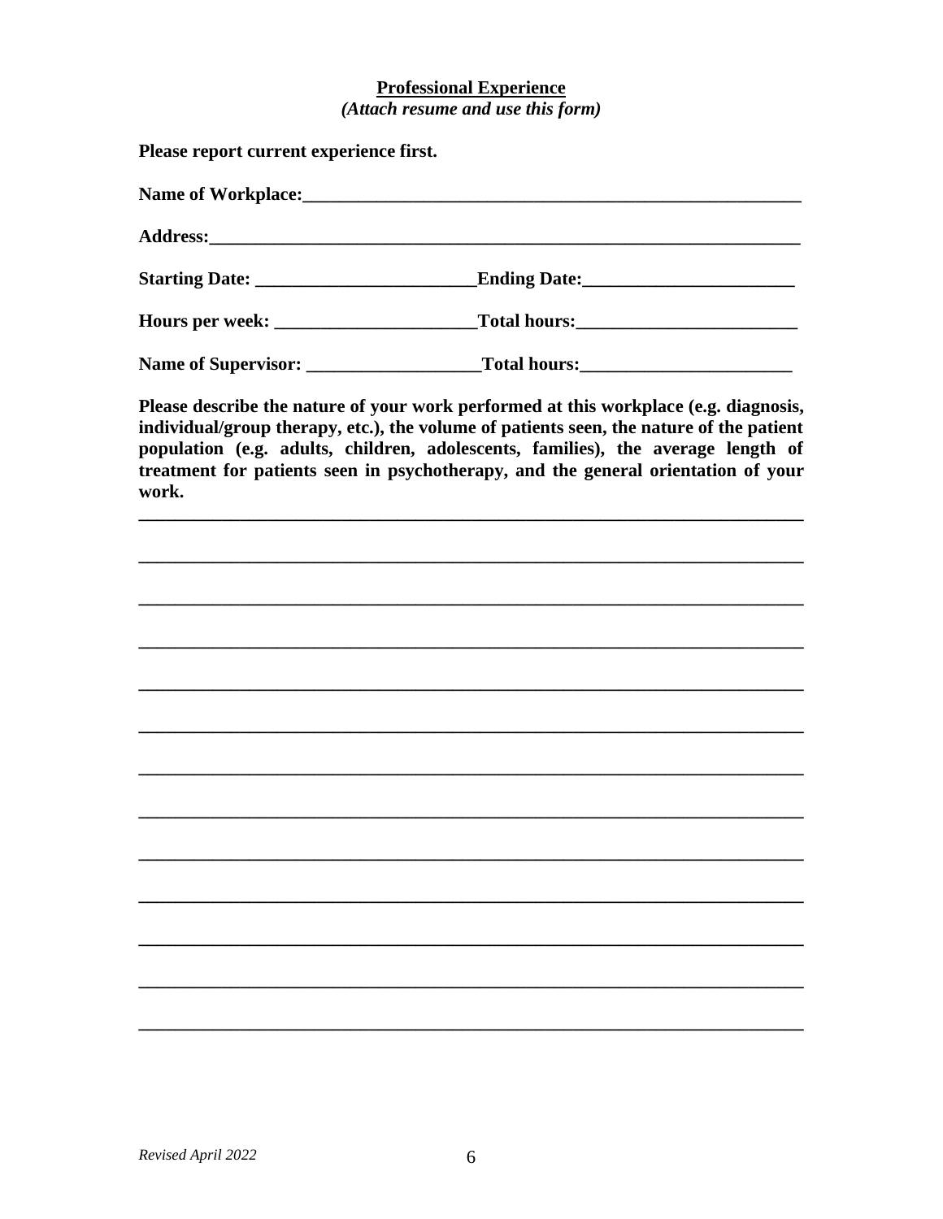**Professional Experience**

***(Attach resume and use this form)***

**Please report current experience first.**

**Name of Workplace:**_______________________________________________________

**Address:**______________________________________________________________

**Starting Date:** _______________________**Ending Date:**_____________________

**Hours per week:** _____________________**Total hours:**______________________

**Name of Supervisor:** __________________**Total hours:**_____________________

**Please describe the nature of your work performed at this workplace (e.g. diagnosis, individual/group therapy, etc.), the volume of patients seen, the nature of the patient population (e.g. adults, children, adolescents, families), the average length of treatment for patients seen in psychotherapy, and the general orientation of your work.**

______________________________________________________________________

______________________________________________________________________

______________________________________________________________________

______________________________________________________________________

______________________________________________________________________

______________________________________________________________________

______________________________________________________________________

______________________________________________________________________

______________________________________________________________________

______________________________________________________________________

______________________________________________________________________

______________________________________________________________________

______________________________________________________________________

*Revised April 2022*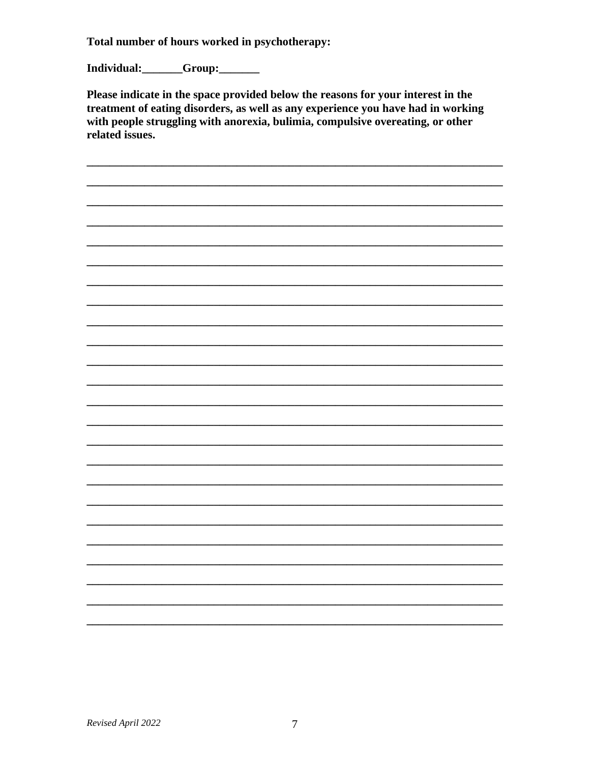**Total number of hours worked in psychotherapy:**

**Individual:_______Group:_______**

**Please indicate in the space provided below the reasons for your interest in the treatment of eating disorders, as well as any experience you have had in working with people struggling with anorexia, bulimia, compulsive overeating, or other related issues.**

___________________________________________________________________________

___________________________________________________________________________

___________________________________________________________________________

___________________________________________________________________________

___________________________________________________________________________

___________________________________________________________________________

___________________________________________________________________________

___________________________________________________________________________

___________________________________________________________________________

___________________________________________________________________________

___________________________________________________________________________

___________________________________________________________________________

___________________________________________________________________________

___________________________________________________________________________

___________________________________________________________________________

___________________________________________________________________________

___________________________________________________________________________

___________________________________________________________________________

___________________________________________________________________________

___________________________________________________________________________

___________________________________________________________________________

___________________________________________________________________________

___________________________________________________________________________

___________________________________________________________________________

*Revised April 2022*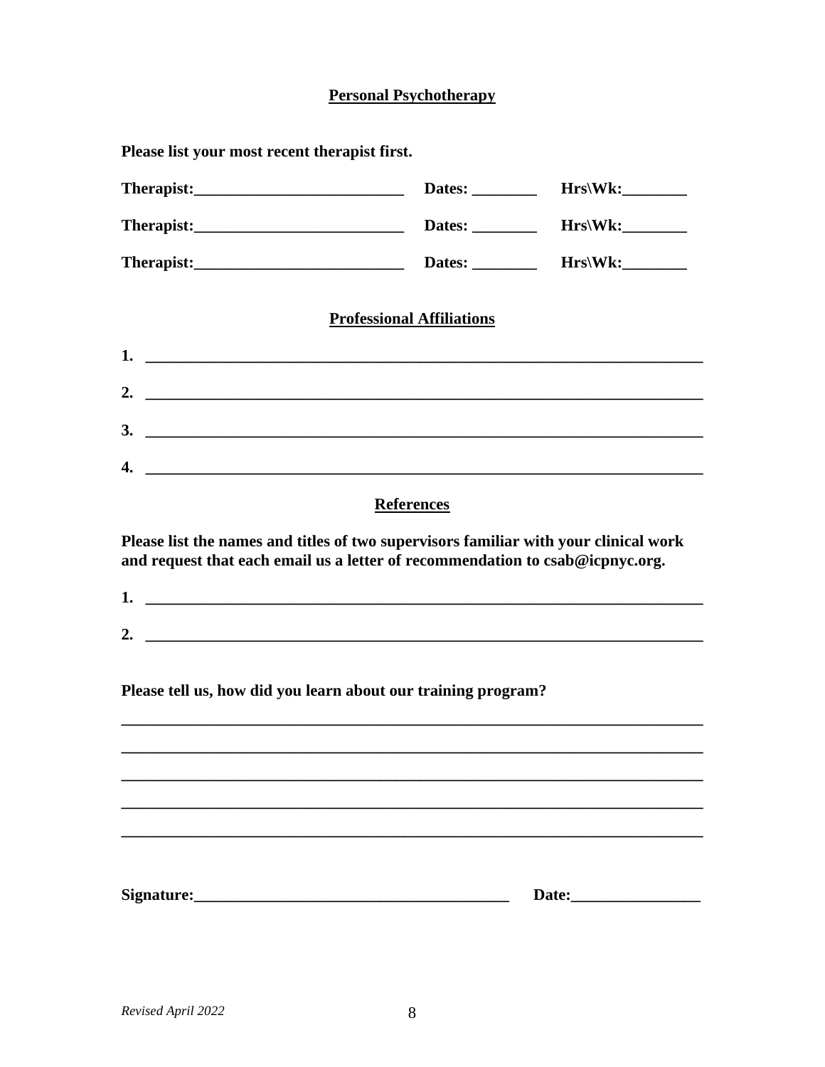## Personal Psychotherapy

**Please list your most recent therapist first.**

**Therapist:**__________________________ **Dates:** ________ **Hrs\Wk:**________

**Therapist:**__________________________ **Dates:** ________ **Hrs\Wk:**________

**Therapist:**__________________________ **Dates:** ________ **Hrs\Wk:**________

## Professional Affiliations

1. ______________________________________________________________________

2. ______________________________________________________________________

3. ______________________________________________________________________

4. ______________________________________________________________________

## References

**Please list the names and titles of two supervisors familiar with your clinical work and request that each email us a letter of recommendation to csab@icpnyc.org.**

1. ______________________________________________________________________

2. ______________________________________________________________________

**Please tell us, how did you learn about our training program?**

__________________________________________________________________________

__________________________________________________________________________

__________________________________________________________________________

__________________________________________________________________________

__________________________________________________________________________

**Signature:**_______________________________________ **Date:**________________

*Revised April 2022*